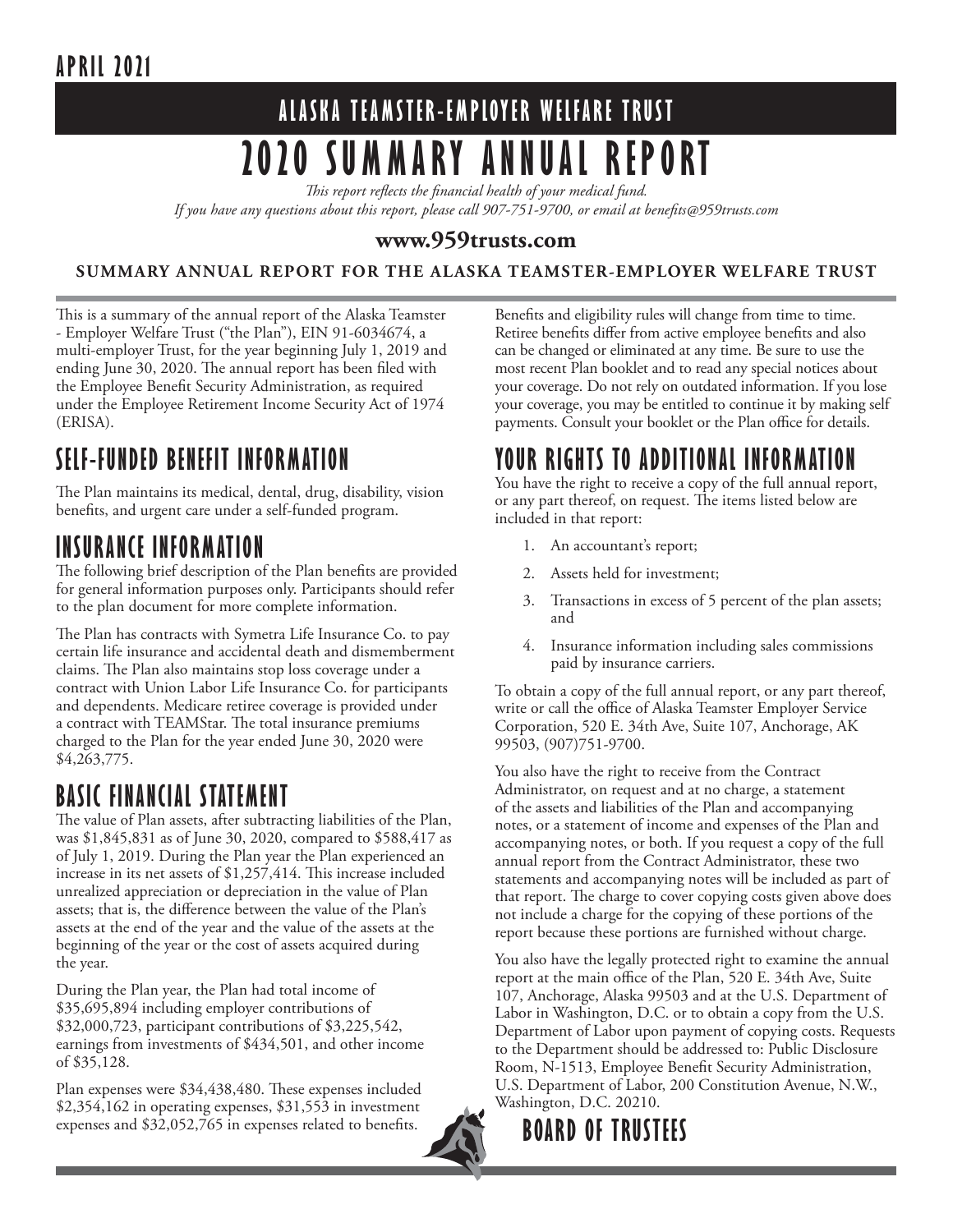**APRIL 2021**

# ALASKA TEAMSTER-EMPLOYER WELFARE TRUST

# 2020 SUMMARY ANNUAL REPORT

*This report reflects the financial health of your medical fund.*
*If you have any questions about this report, please call 907-751-9700, or email at benefits@959trusts.com*

**www.959trusts.com**

**SUMMARY ANNUAL REPORT FOR THE ALASKA TEAMSTER-EMPLOYER WELFARE TRUST**

This is a summary of the annual report of the Alaska Teamster - Employer Welfare Trust ("the Plan"), EIN 91-6034674, a multi-employer Trust, for the year beginning July 1, 2019 and ending June 30, 2020. The annual report has been filed with the Employee Benefit Security Administration, as required under the Employee Retirement Income Security Act of 1974 (ERISA).

## SELF-FUNDED BENEFIT INFORMATION

The Plan maintains its medical, dental, drug, disability, vision benefits, and urgent care under a self-funded program.

## INSURANCE INFORMATION

The following brief description of the Plan benefits are provided for general information purposes only. Participants should refer to the plan document for more complete information.

The Plan has contracts with Symetra Life Insurance Co. to pay certain life insurance and accidental death and dismemberment claims. The Plan also maintains stop loss coverage under a contract with Union Labor Life Insurance Co. for participants and dependents. Medicare retiree coverage is provided under a contract with TEAMStar. The total insurance premiums charged to the Plan for the year ended June 30, 2020 were $4,263,775.

## BASIC FINANCIAL STATEMENT

The value of Plan assets, after subtracting liabilities of the Plan, was $1,845,831 as of June 30, 2020, compared to $588,417 as of July 1, 2019. During the Plan year the Plan experienced an increase in its net assets of $1,257,414. This increase included unrealized appreciation or depreciation in the value of Plan assets; that is, the difference between the value of the Plan's assets at the end of the year and the value of the assets at the beginning of the year or the cost of assets acquired during the year.

During the Plan year, the Plan had total income of $35,695,894 including employer contributions of $32,000,723, participant contributions of $3,225,542, earnings from investments of $434,501, and other income of $35,128.

Plan expenses were $34,438,480. These expenses included $2,354,162 in operating expenses, $31,553 in investment expenses and $32,052,765 in expenses related to benefits.

Benefits and eligibility rules will change from time to time. Retiree benefits differ from active employee benefits and also can be changed or eliminated at any time. Be sure to use the most recent Plan booklet and to read any special notices about your coverage. Do not rely on outdated information. If you lose your coverage, you may be entitled to continue it by making self payments. Consult your booklet or the Plan office for details.

## YOUR RIGHTS TO ADDITIONAL INFORMATION

You have the right to receive a copy of the full annual report, or any part thereof, on request. The items listed below are included in that report:

1. An accountant's report;
2. Assets held for investment;
3. Transactions in excess of 5 percent of the plan assets; and
4. Insurance information including sales commissions paid by insurance carriers.

To obtain a copy of the full annual report, or any part thereof, write or call the office of Alaska Teamster Employer Service Corporation, 520 E. 34th Ave, Suite 107, Anchorage, AK 99503, (907)751-9700.

You also have the right to receive from the Contract Administrator, on request and at no charge, a statement of the assets and liabilities of the Plan and accompanying notes, or a statement of income and expenses of the Plan and accompanying notes, or both. If you request a copy of the full annual report from the Contract Administrator, these two statements and accompanying notes will be included as part of that report. The charge to cover copying costs given above does not include a charge for the copying of these portions of the report because these portions are furnished without charge.

You also have the legally protected right to examine the annual report at the main office of the Plan, 520 E. 34th Ave, Suite 107, Anchorage, Alaska 99503 and at the U.S. Department of Labor in Washington, D.C. or to obtain a copy from the U.S. Department of Labor upon payment of copying costs. Requests to the Department should be addressed to: Public Disclosure Room, N-1513, Employee Benefit Security Administration, U.S. Department of Labor, 200 Constitution Avenue, N.W., Washington, D.C. 20210.

**BOARD OF TRUSTEES**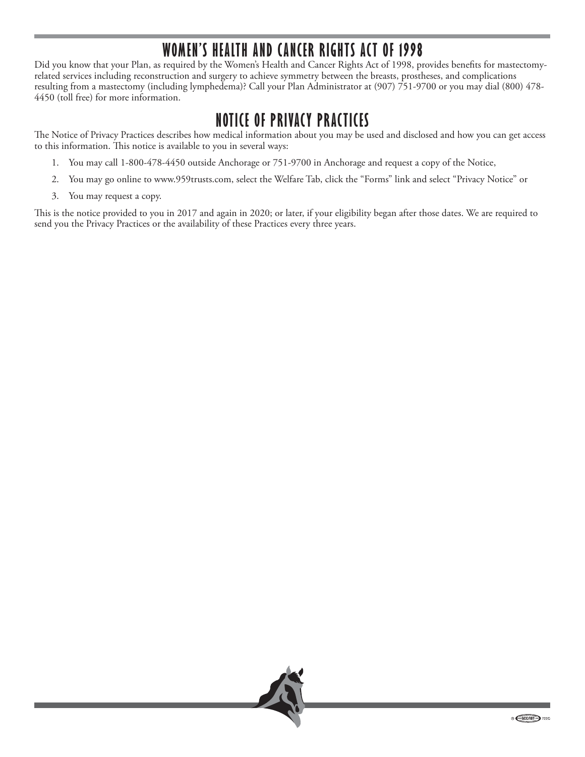# WOMEN'S HEALTH AND CANCER RIGHTS ACT OF 1998

Did you know that your Plan, as required by the Women's Health and Cancer Rights Act of 1998, provides benefits for mastectomy-related services including reconstruction and surgery to achieve symmetry between the breasts, prostheses, and complications resulting from a mastectomy (including lymphedema)? Call your Plan Administrator at (907) 751-9700 or you may dial (800) 478-4450 (toll free) for more information.

# NOTICE OF PRIVACY PRACTICES

The Notice of Privacy Practices describes how medical information about you may be used and disclosed and how you can get access to this information. This notice is available to you in several ways:

1. You may call 1-800-478-4450 outside Anchorage or 751-9700 in Anchorage and request a copy of the Notice,
2. You may go online to www.959trusts.com, select the Welfare Tab, click the "Forms" link and select "Privacy Notice" or
3. You may request a copy.

This is the notice provided to you in 2017 and again in 2020; or later, if your eligibility began after those dates. We are required to send you the Privacy Practices or the availability of these Practices every three years.